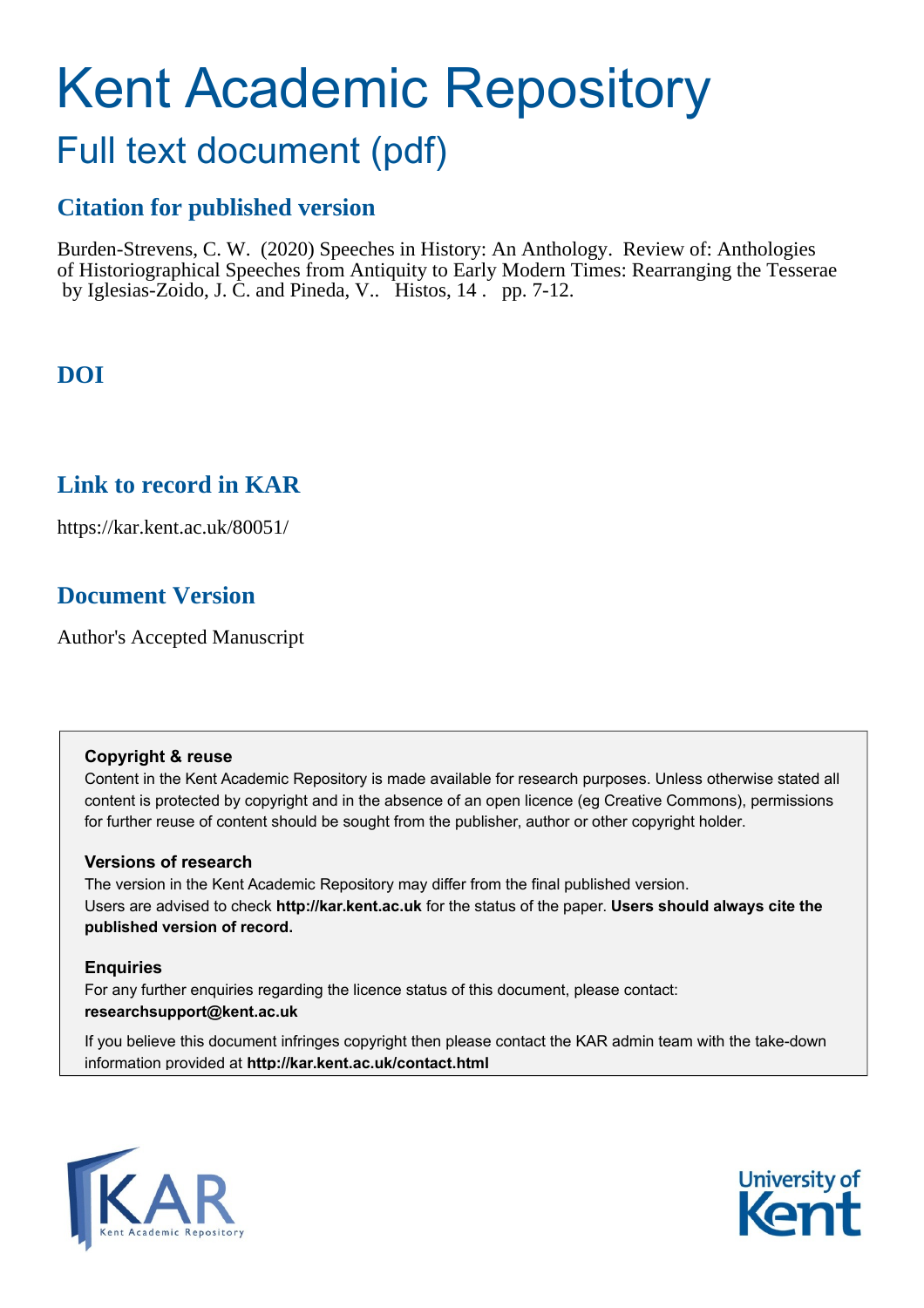# Kent Academic Repository

## Full text document (pdf)

### Citation for published version

Burden-Strevens, C. W. (2020) Speeches in History: An Anthology. Review of: Anthologies of Historiographical Speeches from Antiquity to Early Modern Times: Rearranging the Tesserae by Iglesias-Zoido, J. C. and Pineda, V.. Histos, 14 . pp. 7-12.

### DOI

### Link to record in KAR

https://kar.kent.ac.uk/80051/

### Document Version

Author's Accepted Manuscript

**Copyright & reuse**

Content in the Kent Academic Repository is made available for research purposes. Unless otherwise stated all content is protected by copyright and in the absence of an open licence (eg Creative Commons), permissions for further reuse of content should be sought from the publisher, author or other copyright holder.

**Versions of research**

The version in the Kent Academic Repository may differ from the final published version. Users are advised to check **http://kar.kent.ac.uk** for the status of the paper. **Users should always cite the published version of record.**

**Enquiries**

For any further enquiries regarding the licence status of this document, please contact: **researchsupport@kent.ac.uk**

If you believe this document infringes copyright then please contact the KAR admin team with the take-down information provided at **http://kar.kent.ac.uk/contact.html**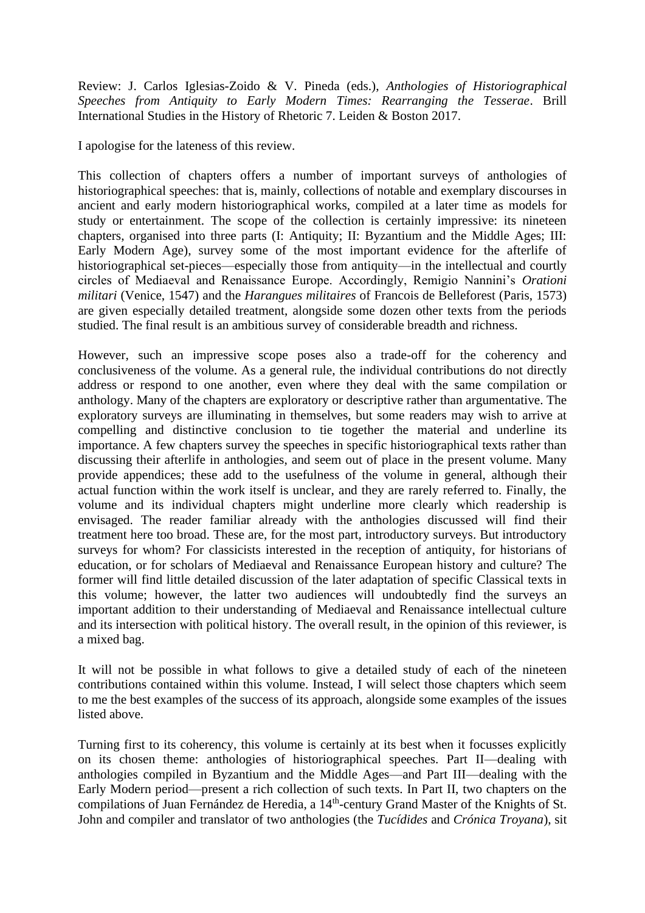Review: J. Carlos Iglesias-Zoido & V. Pineda (eds.), *Anthologies of Historiographical Speeches from Antiquity to Early Modern Times: Rearranging the Tesserae*. Brill International Studies in the History of Rhetoric 7. Leiden & Boston 2017.

I apologise for the lateness of this review.

This collection of chapters offers a number of important surveys of anthologies of historiographical speeches: that is, mainly, collections of notable and exemplary discourses in ancient and early modern historiographical works, compiled at a later time as models for study or entertainment. The scope of the collection is certainly impressive: its nineteen chapters, organised into three parts (I: Antiquity; II: Byzantium and the Middle Ages; III: Early Modern Age), survey some of the most important evidence for the afterlife of historiographical set-pieces—especially those from antiquity—in the intellectual and courtly circles of Mediaeval and Renaissance Europe. Accordingly, Remigio Nannini's *Orationi militari* (Venice, 1547) and the *Harangues militaires* of Francois de Belleforest (Paris, 1573) are given especially detailed treatment, alongside some dozen other texts from the periods studied. The final result is an ambitious survey of considerable breadth and richness.

However, such an impressive scope poses also a trade-off for the coherency and conclusiveness of the volume. As a general rule, the individual contributions do not directly address or respond to one another, even where they deal with the same compilation or anthology. Many of the chapters are exploratory or descriptive rather than argumentative. The exploratory surveys are illuminating in themselves, but some readers may wish to arrive at compelling and distinctive conclusion to tie together the material and underline its importance. A few chapters survey the speeches in specific historiographical texts rather than discussing their afterlife in anthologies, and seem out of place in the present volume. Many provide appendices; these add to the usefulness of the volume in general, although their actual function within the work itself is unclear, and they are rarely referred to. Finally, the volume and its individual chapters might underline more clearly which readership is envisaged. The reader familiar already with the anthologies discussed will find their treatment here too broad. These are, for the most part, introductory surveys. But introductory surveys for whom? For classicists interested in the reception of antiquity, for historians of education, or for scholars of Mediaeval and Renaissance European history and culture? The former will find little detailed discussion of the later adaptation of specific Classical texts in this volume; however, the latter two audiences will undoubtedly find the surveys an important addition to their understanding of Mediaeval and Renaissance intellectual culture and its intersection with political history. The overall result, in the opinion of this reviewer, is a mixed bag.

It will not be possible in what follows to give a detailed study of each of the nineteen contributions contained within this volume. Instead, I will select those chapters which seem to me the best examples of the success of its approach, alongside some examples of the issues listed above.

Turning first to its coherency, this volume is certainly at its best when it focusses explicitly on its chosen theme: anthologies of historiographical speeches. Part II—dealing with anthologies compiled in Byzantium and the Middle Ages—and Part III—dealing with the Early Modern period—present a rich collection of such texts. In Part II, two chapters on the compilations of Juan Fernández de Heredia, a 14th-century Grand Master of the Knights of St. John and compiler and translator of two anthologies (the *Tucídides* and *Crónica Troyana*), sit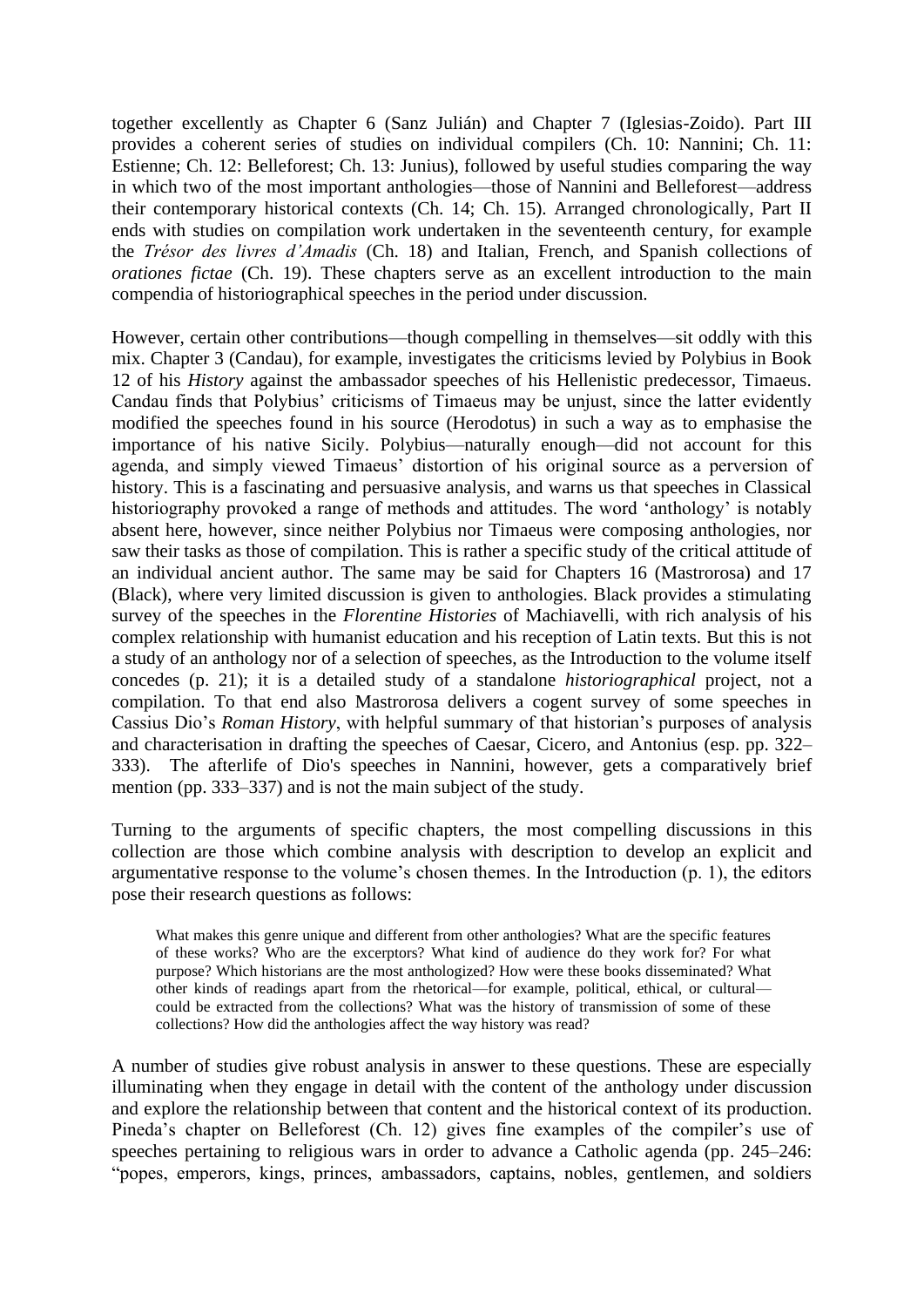together excellently as Chapter 6 (Sanz Julián) and Chapter 7 (Iglesias-Zoido). Part III provides a coherent series of studies on individual compilers (Ch. 10: Nannini; Ch. 11: Estienne; Ch. 12: Belleforest; Ch. 13: Junius), followed by useful studies comparing the way in which two of the most important anthologies—those of Nannini and Belleforest—address their contemporary historical contexts (Ch. 14; Ch. 15). Arranged chronologically, Part II ends with studies on compilation work undertaken in the seventeenth century, for example the *Trésor des livres d'Amadis* (Ch. 18) and Italian, French, and Spanish collections of *orationes fictae* (Ch. 19). These chapters serve as an excellent introduction to the main compendia of historiographical speeches in the period under discussion.

However, certain other contributions—though compelling in themselves—sit oddly with this mix. Chapter 3 (Candau), for example, investigates the criticisms levied by Polybius in Book 12 of his *History* against the ambassador speeches of his Hellenistic predecessor, Timaeus. Candau finds that Polybius' criticisms of Timaeus may be unjust, since the latter evidently modified the speeches found in his source (Herodotus) in such a way as to emphasise the importance of his native Sicily. Polybius—naturally enough—did not account for this agenda, and simply viewed Timaeus' distortion of his original source as a perversion of history. This is a fascinating and persuasive analysis, and warns us that speeches in Classical historiography provoked a range of methods and attitudes. The word 'anthology' is notably absent here, however, since neither Polybius nor Timaeus were composing anthologies, nor saw their tasks as those of compilation. This is rather a specific study of the critical attitude of an individual ancient author. The same may be said for Chapters 16 (Mastrorosa) and 17 (Black), where very limited discussion is given to anthologies. Black provides a stimulating survey of the speeches in the *Florentine Histories* of Machiavelli, with rich analysis of his complex relationship with humanist education and his reception of Latin texts. But this is not a study of an anthology nor of a selection of speeches, as the Introduction to the volume itself concedes (p. 21); it is a detailed study of a standalone *historiographical* project, not a compilation. To that end also Mastrorosa delivers a cogent survey of some speeches in Cassius Dio's *Roman History*, with helpful summary of that historian's purposes of analysis and characterisation in drafting the speeches of Caesar, Cicero, and Antonius (esp. pp. 322–333). The afterlife of Dio's speeches in Nannini, however, gets a comparatively brief mention (pp. 333–337) and is not the main subject of the study.

Turning to the arguments of specific chapters, the most compelling discussions in this collection are those which combine analysis with description to develop an explicit and argumentative response to the volume's chosen themes. In the Introduction (p. 1), the editors pose their research questions as follows:

> What makes this genre unique and different from other anthologies? What are the specific features of these works? Who are the excerptors? What kind of audience do they work for? For what purpose? Which historians are the most anthologized? How were these books disseminated? What other kinds of readings apart from the rhetorical—for example, political, ethical, or cultural—could be extracted from the collections? What was the history of transmission of some of these collections? How did the anthologies affect the way history was read?

A number of studies give robust analysis in answer to these questions. These are especially illuminating when they engage in detail with the content of the anthology under discussion and explore the relationship between that content and the historical context of its production. Pineda's chapter on Belleforest (Ch. 12) gives fine examples of the compiler's use of speeches pertaining to religious wars in order to advance a Catholic agenda (pp. 245–246: "popes, emperors, kings, princes, ambassadors, captains, nobles, gentlemen, and soldiers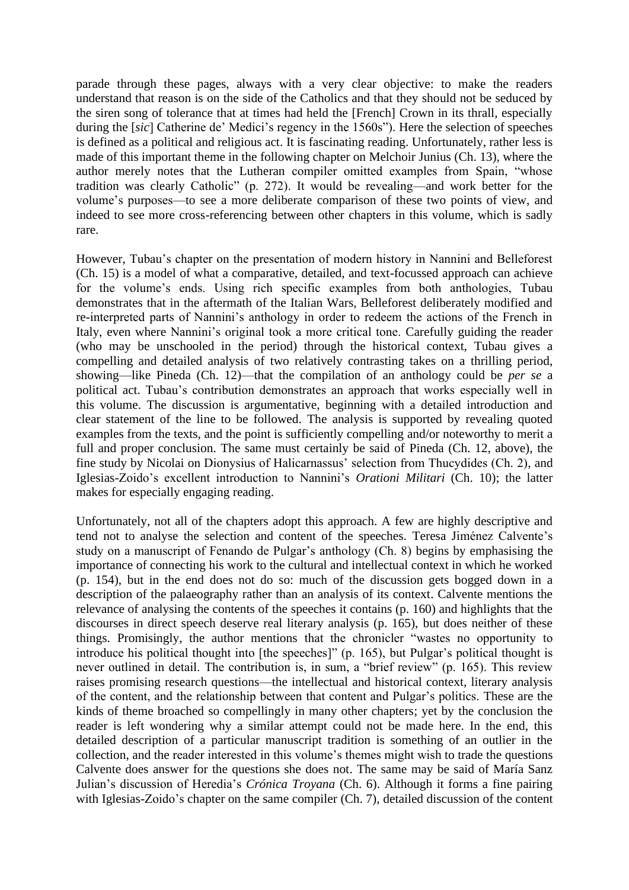parade through these pages, always with a very clear objective: to make the readers understand that reason is on the side of the Catholics and that they should not be seduced by the siren song of tolerance that at times had held the [French] Crown in its thrall, especially during the [*sic*] Catherine de' Medici's regency in the 1560s"). Here the selection of speeches is defined as a political and religious act. It is fascinating reading. Unfortunately, rather less is made of this important theme in the following chapter on Melchoir Junius (Ch. 13), where the author merely notes that the Lutheran compiler omitted examples from Spain, "whose tradition was clearly Catholic" (p. 272). It would be revealing—and work better for the volume's purposes—to see a more deliberate comparison of these two points of view, and indeed to see more cross-referencing between other chapters in this volume, which is sadly rare.

However, Tubau's chapter on the presentation of modern history in Nannini and Belleforest (Ch. 15) is a model of what a comparative, detailed, and text-focussed approach can achieve for the volume's ends. Using rich specific examples from both anthologies, Tubau demonstrates that in the aftermath of the Italian Wars, Belleforest deliberately modified and re-interpreted parts of Nannini's anthology in order to redeem the actions of the French in Italy, even where Nannini's original took a more critical tone. Carefully guiding the reader (who may be unschooled in the period) through the historical context, Tubau gives a compelling and detailed analysis of two relatively contrasting takes on a thrilling period, showing—like Pineda (Ch. 12)—that the compilation of an anthology could be *per se* a political act. Tubau's contribution demonstrates an approach that works especially well in this volume. The discussion is argumentative, beginning with a detailed introduction and clear statement of the line to be followed. The analysis is supported by revealing quoted examples from the texts, and the point is sufficiently compelling and/or noteworthy to merit a full and proper conclusion. The same must certainly be said of Pineda (Ch. 12, above), the fine study by Nicolai on Dionysius of Halicarnassus' selection from Thucydides (Ch. 2), and Iglesias-Zoido's excellent introduction to Nannini's *Orationi Militari* (Ch. 10); the latter makes for especially engaging reading.

Unfortunately, not all of the chapters adopt this approach. A few are highly descriptive and tend not to analyse the selection and content of the speeches. Teresa Jiménez Calvente's study on a manuscript of Fenando de Pulgar's anthology (Ch. 8) begins by emphasising the importance of connecting his work to the cultural and intellectual context in which he worked (p. 154), but in the end does not do so: much of the discussion gets bogged down in a description of the palaeography rather than an analysis of its context. Calvente mentions the relevance of analysing the contents of the speeches it contains (p. 160) and highlights that the discourses in direct speech deserve real literary analysis (p. 165), but does neither of these things. Promisingly, the author mentions that the chronicler "wastes no opportunity to introduce his political thought into [the speeches]" (p. 165), but Pulgar's political thought is never outlined in detail. The contribution is, in sum, a "brief review" (p. 165). This review raises promising research questions—the intellectual and historical context, literary analysis of the content, and the relationship between that content and Pulgar's politics. These are the kinds of theme broached so compellingly in many other chapters; yet by the conclusion the reader is left wondering why a similar attempt could not be made here. In the end, this detailed description of a particular manuscript tradition is something of an outlier in the collection, and the reader interested in this volume's themes might wish to trade the questions Calvente does answer for the questions she does not. The same may be said of María Sanz Julian's discussion of Heredia's *Crónica Troyana* (Ch. 6). Although it forms a fine pairing with Iglesias-Zoido's chapter on the same compiler (Ch. 7), detailed discussion of the content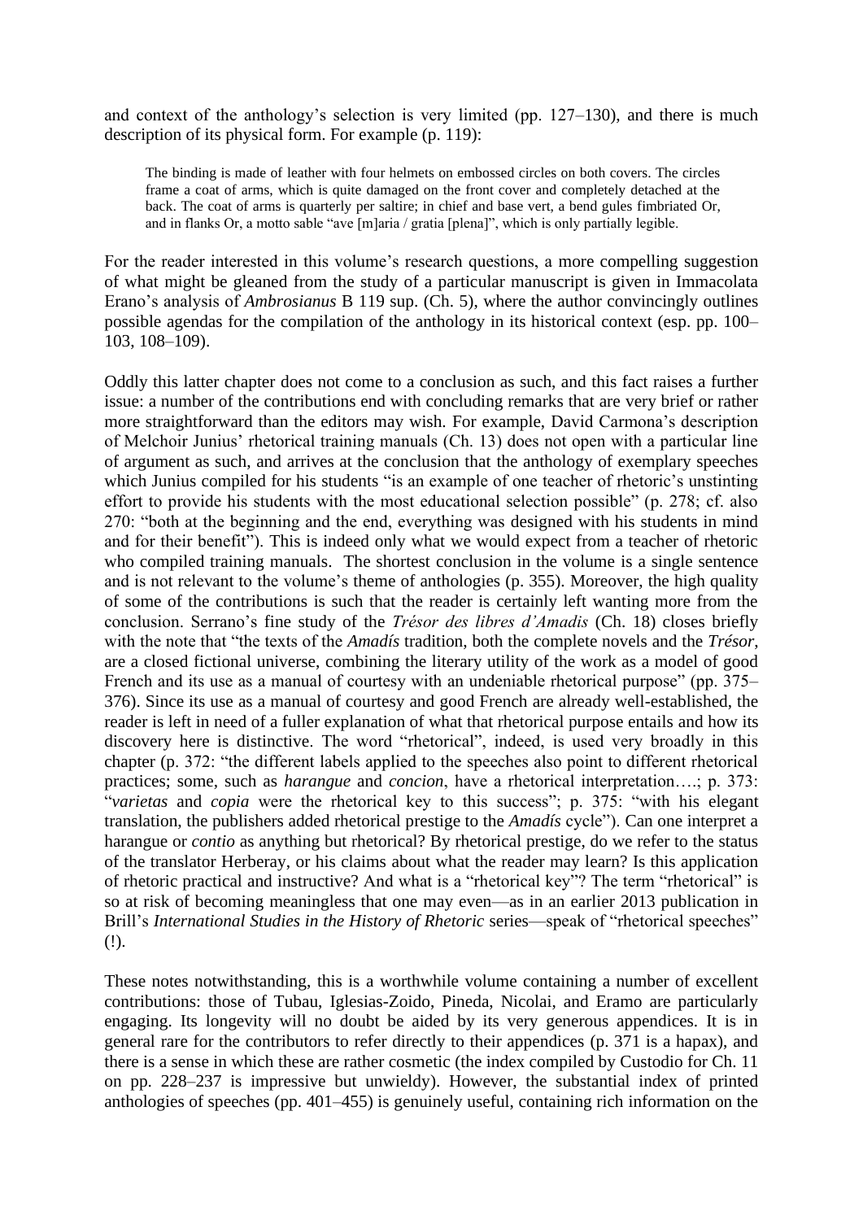and context of the anthology's selection is very limited (pp. 127–130), and there is much description of its physical form. For example (p. 119):

> The binding is made of leather with four helmets on embossed circles on both covers. The circles frame a coat of arms, which is quite damaged on the front cover and completely detached at the back. The coat of arms is quarterly per saltire; in chief and base vert, a bend gules fimbriated Or, and in flanks Or, a motto sable "ave [m]aria / gratia [plena]", which is only partially legible.

For the reader interested in this volume's research questions, a more compelling suggestion of what might be gleaned from the study of a particular manuscript is given in Immacolata Erano's analysis of *Ambrosianus* B 119 sup. (Ch. 5), where the author convincingly outlines possible agendas for the compilation of the anthology in its historical context (esp. pp. 100–103, 108–109).

Oddly this latter chapter does not come to a conclusion as such, and this fact raises a further issue: a number of the contributions end with concluding remarks that are very brief or rather more straightforward than the editors may wish. For example, David Carmona's description of Melchoir Junius' rhetorical training manuals (Ch. 13) does not open with a particular line of argument as such, and arrives at the conclusion that the anthology of exemplary speeches which Junius compiled for his students "is an example of one teacher of rhetoric's unstinting effort to provide his students with the most educational selection possible" (p. 278; cf. also 270: "both at the beginning and the end, everything was designed with his students in mind and for their benefit"). This is indeed only what we would expect from a teacher of rhetoric who compiled training manuals. The shortest conclusion in the volume is a single sentence and is not relevant to the volume's theme of anthologies (p. 355). Moreover, the high quality of some of the contributions is such that the reader is certainly left wanting more from the conclusion. Serrano's fine study of the *Trésor des libres d'Amadis* (Ch. 18) closes briefly with the note that "the texts of the *Amadís* tradition, both the complete novels and the *Trésor*, are a closed fictional universe, combining the literary utility of the work as a model of good French and its use as a manual of courtesy with an undeniable rhetorical purpose" (pp. 375–376). Since its use as a manual of courtesy and good French are already well-established, the reader is left in need of a fuller explanation of what that rhetorical purpose entails and how its discovery here is distinctive. The word "rhetorical", indeed, is used very broadly in this chapter (p. 372: "the different labels applied to the speeches also point to different rhetorical practices; some, such as *harangue* and *concion*, have a rhetorical interpretation….; p. 373: "*varietas* and *copia* were the rhetorical key to this success"; p. 375: "with his elegant translation, the publishers added rhetorical prestige to the *Amadís* cycle"). Can one interpret a harangue or *contio* as anything but rhetorical? By rhetorical prestige, do we refer to the status of the translator Herberay, or his claims about what the reader may learn? Is this application of rhetoric practical and instructive? And what is a "rhetorical key"? The term "rhetorical" is so at risk of becoming meaningless that one may even—as in an earlier 2013 publication in Brill's *International Studies in the History of Rhetoric* series—speak of "rhetorical speeches" (!).

These notes notwithstanding, this is a worthwhile volume containing a number of excellent contributions: those of Tubau, Iglesias-Zoido, Pineda, Nicolai, and Eramo are particularly engaging. Its longevity will no doubt be aided by its very generous appendices. It is in general rare for the contributors to refer directly to their appendices (p. 371 is a hapax), and there is a sense in which these are rather cosmetic (the index compiled by Custodio for Ch. 11 on pp. 228–237 is impressive but unwieldy). However, the substantial index of printed anthologies of speeches (pp. 401–455) is genuinely useful, containing rich information on the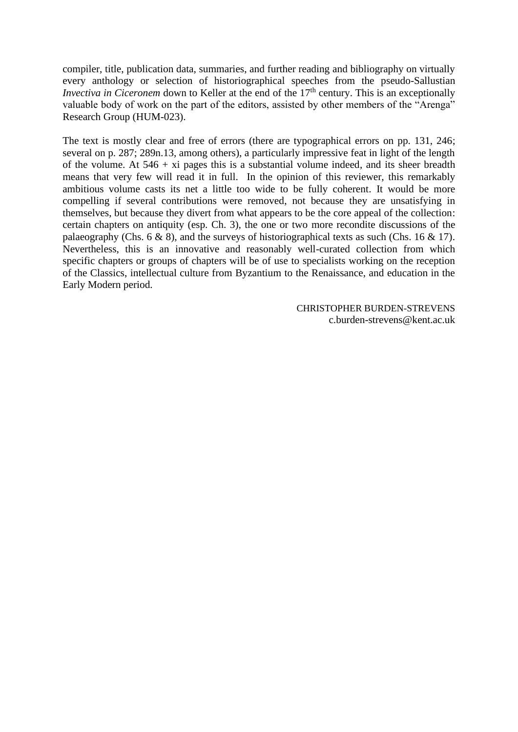compiler, title, publication data, summaries, and further reading and bibliography on virtually every anthology or selection of historiographical speeches from the pseudo-Sallustian *Invectiva in Ciceronem* down to Keller at the end of the 17th century. This is an exceptionally valuable body of work on the part of the editors, assisted by other members of the "Arenga" Research Group (HUM-023).

The text is mostly clear and free of errors (there are typographical errors on pp. 131, 246; several on p. 287; 289n.13, among others), a particularly impressive feat in light of the length of the volume. At 546 + xi pages this is a substantial volume indeed, and its sheer breadth means that very few will read it in full. In the opinion of this reviewer, this remarkably ambitious volume casts its net a little too wide to be fully coherent. It would be more compelling if several contributions were removed, not because they are unsatisfying in themselves, but because they divert from what appears to be the core appeal of the collection: certain chapters on antiquity (esp. Ch. 3), the one or two more recondite discussions of the palaeography (Chs. 6 & 8), and the surveys of historiographical texts as such (Chs. 16 & 17). Nevertheless, this is an innovative and reasonably well-curated collection from which specific chapters or groups of chapters will be of use to specialists working on the reception of the Classics, intellectual culture from Byzantium to the Renaissance, and education in the Early Modern period.

CHRISTOPHER BURDEN-STREVENS
c.burden-strevens@kent.ac.uk